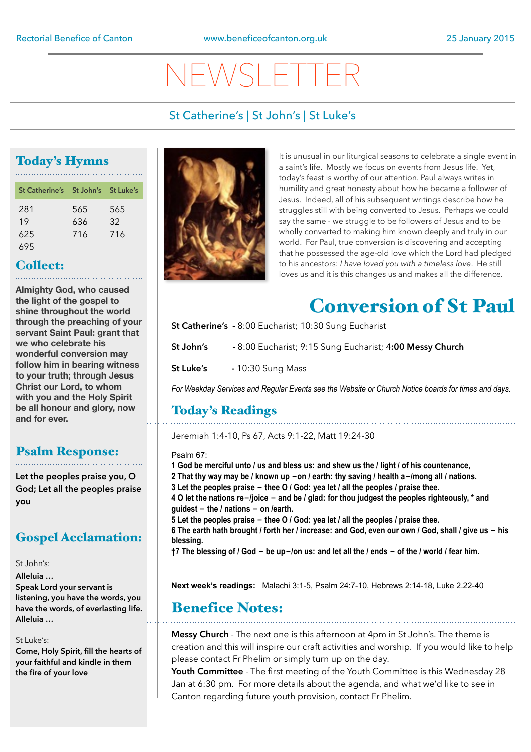Rectorial Benefice of Canton | www.beneficeofcanton.org.uk | 25 January 2015

# NEWSLETTER

St Catherine's | St John's | St Luke's

## Today's Hymns

| St Catherine's | St John's | St Luke's |
|---|---|---|
| 281 | 565 | 565 |
| 19 | 636 | 32 |
| 625 | 716 | 716 |
| 695 | | |

## Collect:

**Almighty God, who caused the light of the gospel to shine throughout the world through the preaching of your servant Saint Paul: grant that we who celebrate his wonderful conversion may follow him in bearing witness to your truth; through Jesus Christ our Lord, to whom with you and the Holy Spirit be all honour and glory, now and for ever.**

## Psalm Response:

**Let the peoples praise you, O God; Let all the peoples praise you**

## Gospel Acclamation:

St John's:

**Alleluia …**
**Speak Lord your servant is listening, you have the words, you have the words, of everlasting life.**
**Alleluia …**

St Luke's:

**Come, Holy Spirit, fill the hearts of your faithful and kindle in them the fire of your love**

It is unusual in our liturgical seasons to celebrate a single event in a saint's life. Mostly we focus on events from Jesus life. Yet, today's feast is worthy of our attention. Paul always writes in humility and great honesty about how he became a follower of Jesus. Indeed, all of his subsequent writings describe how he struggles still with being converted to Jesus. Perhaps we could say the same - we struggle to be followers of Jesus and to be wholly converted to making him known deeply and truly in our world. For Paul, true conversion is discovering and accepting that he possessed the age-old love which the Lord had pledged to his ancestors: *I have loved you with a timeless love*. He still loves us and it is this changes us and makes all the difference.

# Conversion of St Paul

**St Catherine's** - 8:00 Eucharist; 10:30 Sung Eucharist

**St John's** - 8:00 Eucharist; 9:15 Sung Eucharist; 4**:00 Messy Church**

**St Luke's** - 10:30 Sung Mass

*For Weekday Services and Regular Events see the Website or Church Notice boards for times and days.*

## Today's Readings

Jeremiah 1:4-10, Ps 67, Acts 9:1-22, Matt 19:24-30

Psalm 67:

**1 God be merciful unto / us and bless us: and shew us the / light / of his countenance,**
**2 That thy way may be / known up –on / earth: thy saving / health a–/mong all / nations.**
**3 Let the peoples praise – thee O / God: yea let / all the peoples / praise thee.**
**4 O let the nations re–/joice – and be / glad: for thou judgest the peoples righteously, * and guidest – the / nations – on /earth.**
**5 Let the peoples praise – thee O / God: yea let / all the peoples / praise thee.**
**6 The earth hath brought / forth her / increase: and God, even our own / God, shall / give us – his blessing.**
**†7 The blessing of / God – be up–/on us: and let all the / ends – of the / world / fear him.**

**Next week's readings:** Malachi 3:1-5, Psalm 24:7-10, Hebrews 2:14-18, Luke 2.22-40

## Benefice Notes:

**Messy Church** - The next one is this afternoon at 4pm in St John's. The theme is creation and this will inspire our craft activities and worship. If you would like to help please contact Fr Phelim or simply turn up on the day.

**Youth Committee** - The first meeting of the Youth Committee is this Wednesday 28 Jan at 6:30 pm. For more details about the agenda, and what we'd like to see in Canton regarding future youth provision, contact Fr Phelim.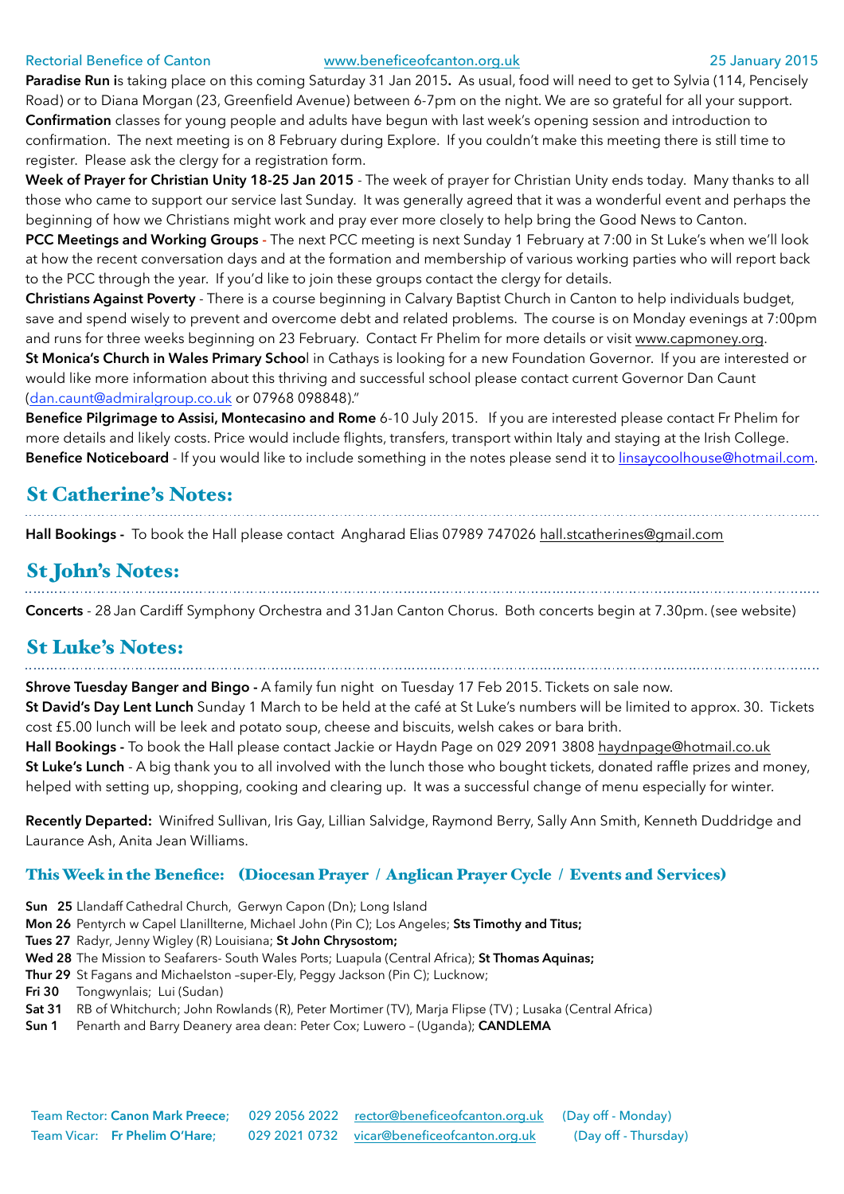**Paradise Run i**s taking place on this coming Saturday 31 Jan 2015**.** As usual, food will need to get to Sylvia (114, Pencisely Road) or to Diana Morgan (23, Greenfield Avenue) between 6-7pm on the night. We are so grateful for all your support.
**Confirmation** classes for young people and adults have begun with last week's opening session and introduction to confirmation. The next meeting is on 8 February during Explore. If you couldn't make this meeting there is still time to register. Please ask the clergy for a registration form.
**Week of Prayer for Christian Unity 18-25 Jan 2015** - The week of prayer for Christian Unity ends today. Many thanks to all those who came to support our service last Sunday. It was generally agreed that it was a wonderful event and perhaps the beginning of how we Christians might work and pray ever more closely to help bring the Good News to Canton.
**PCC Meetings and Working Groups** - The next PCC meeting is next Sunday 1 February at 7:00 in St Luke's when we'll look at how the recent conversation days and at the formation and membership of various working parties who will report back to the PCC through the year. If you'd like to join these groups contact the clergy for details.
**Christians Against Poverty** - There is a course beginning in Calvary Baptist Church in Canton to help individuals budget, save and spend wisely to prevent and overcome debt and related problems. The course is on Monday evenings at 7:00pm and runs for three weeks beginning on 23 February. Contact Fr Phelim for more details or visit www.capmoney.org.
**St Monica's Church in Wales Primary Schoo**l in Cathays is looking for a new Foundation Governor. If you are interested or would like more information about this thriving and successful school please contact current Governor Dan Caunt (dan.caunt@admiralgroup.co.uk or 07968 098848)."
**Benefice Pilgrimage to Assisi, Montecasino and Rome** 6-10 July 2015. If you are interested please contact Fr Phelim for more details and likely costs. Price would include flights, transfers, transport within Italy and staying at the Irish College.
**Benefice Noticeboard** - If you would like to include something in the notes please send it to linsaycoolhouse@hotmail.com.

## St Catherine's Notes:

**Hall Bookings -** To book the Hall please contact Angharad Elias 07989 747026 hall.stcatherines@gmail.com

## St John's Notes:

**Concerts** - 28 Jan Cardiff Symphony Orchestra and 31Jan Canton Chorus. Both concerts begin at 7.30pm. (see website)

## St Luke's Notes:

**Shrove Tuesday Banger and Bingo -** A family fun night on Tuesday 17 Feb 2015. Tickets on sale now.
**St David's Day Lent Lunch** Sunday 1 March to be held at the café at St Luke's numbers will be limited to approx. 30. Tickets cost £5.00 lunch will be leek and potato soup, cheese and biscuits, welsh cakes or bara brith.
**Hall Bookings -** To book the Hall please contact Jackie or Haydn Page on 029 2091 3808 haydnpage@hotmail.co.uk
**St Luke's Lunch** - A big thank you to all involved with the lunch those who bought tickets, donated raffle prizes and money, helped with setting up, shopping, cooking and clearing up. It was a successful change of menu especially for winter.

**Recently Departed:** Winifred Sullivan, Iris Gay, Lillian Salvidge, Raymond Berry, Sally Ann Smith, Kenneth Duddridge and Laurance Ash, Anita Jean Williams.

### This Week in the Benefice: (Diocesan Prayer / Anglican Prayer Cycle / Events and Services)

**Sun 25** Llandaff Cathedral Church, Gerwyn Capon (Dn); Long Island
**Mon 26** Pentyrch w Capel Llanillterne, Michael John (Pin C); Los Angeles; **Sts Timothy and Titus;**
**Tues 27** Radyr, Jenny Wigley (R) Louisiana; **St John Chrysostom;**
**Wed 28** The Mission to Seafarers- South Wales Ports; Luapula (Central Africa); **St Thomas Aquinas;**
**Thur 29** St Fagans and Michaelston –super-Ely, Peggy Jackson (Pin C); Lucknow;
**Fri 30** Tongwynlais; Lui (Sudan)
**Sat 31** RB of Whitchurch; John Rowlands (R), Peter Mortimer (TV), Marja Flipse (TV) ; Lusaka (Central Africa)
**Sun 1** Penarth and Barry Deanery area dean: Peter Cox; Luwero – (Uganda); **CANDLEMA**

Team Rector: **Canon Mark Preece**; 029 2056 2022 rector@beneficeofcanton.org.uk (Day off - Monday)
Team Vicar: **Fr Phelim O'Hare**; 029 2021 0732 vicar@beneficeofcanton.org.uk (Day off - Thursday)